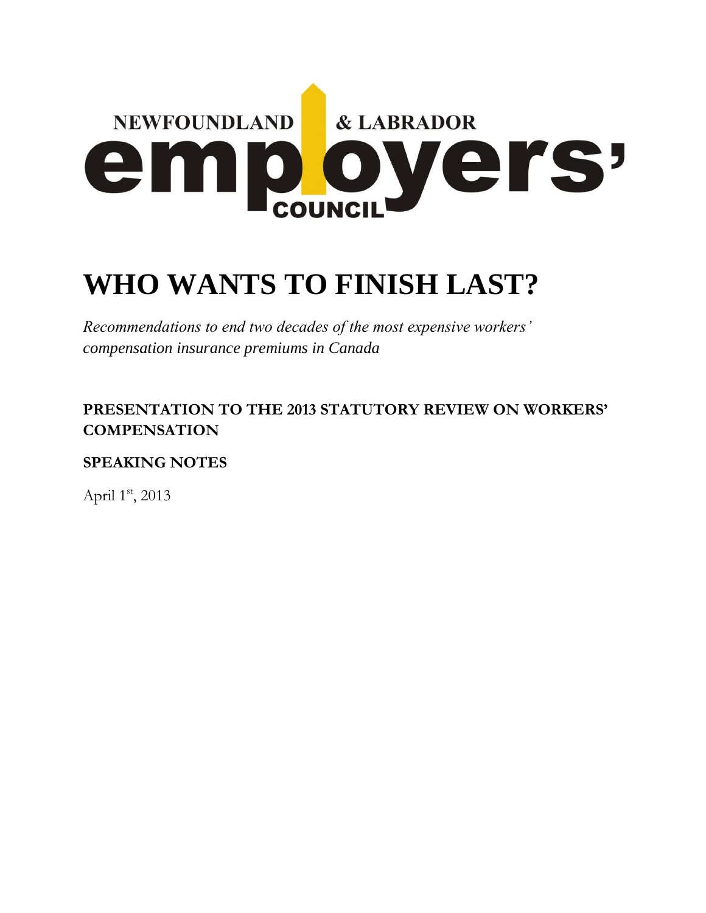NEWFOUNDLAND & LABRADOR

employers'

COUNCIL

# WHO WANTS TO FINISH LAST?

*Recommendations to end two decades of the most expensive workers' compensation insurance premiums in Canada*

## PRESENTATION TO THE 2013 STATUTORY REVIEW ON WORKERS' COMPENSATION

## SPEAKING NOTES

April 1st, 2013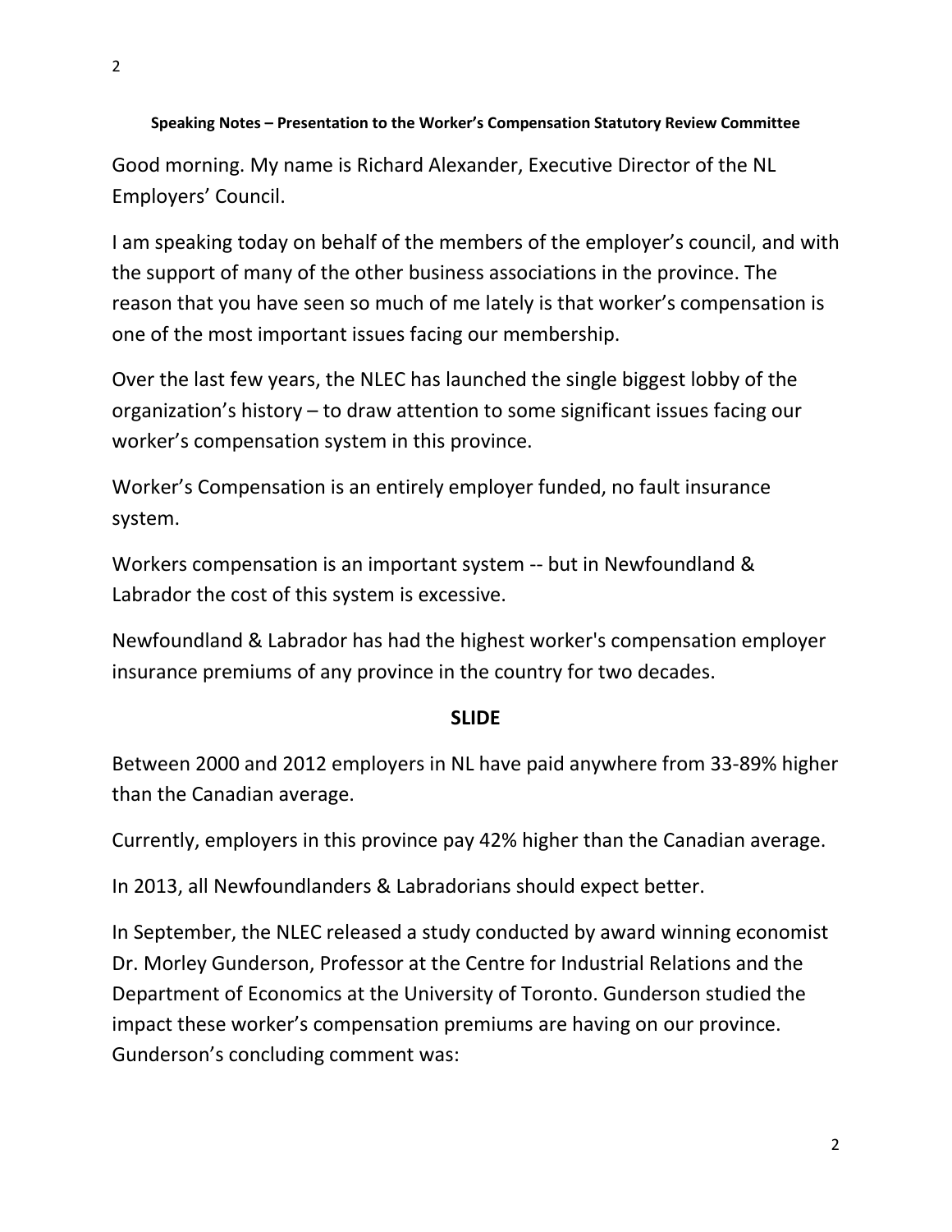**Speaking Notes – Presentation to the Worker's Compensation Statutory Review Committee**

Good morning. My name is Richard Alexander, Executive Director of the NL Employers' Council.

I am speaking today on behalf of the members of the employer's council, and with the support of many of the other business associations in the province. The reason that you have seen so much of me lately is that worker's compensation is one of the most important issues facing our membership.

Over the last few years, the NLEC has launched the single biggest lobby of the organization's history – to draw attention to some significant issues facing our worker's compensation system in this province.

Worker's Compensation is an entirely employer funded, no fault insurance system.

Workers compensation is an important system -- but in Newfoundland & Labrador the cost of this system is excessive.

Newfoundland & Labrador has had the highest worker's compensation employer insurance premiums of any province in the country for two decades.

**SLIDE**

Between 2000 and 2012 employers in NL have paid anywhere from 33-89% higher than the Canadian average.

Currently, employers in this province pay 42% higher than the Canadian average.

In 2013, all Newfoundlanders & Labradorians should expect better.

In September, the NLEC released a study conducted by award winning economist Dr. Morley Gunderson, Professor at the Centre for Industrial Relations and the Department of Economics at the University of Toronto. Gunderson studied the impact these worker's compensation premiums are having on our province. Gunderson's concluding comment was: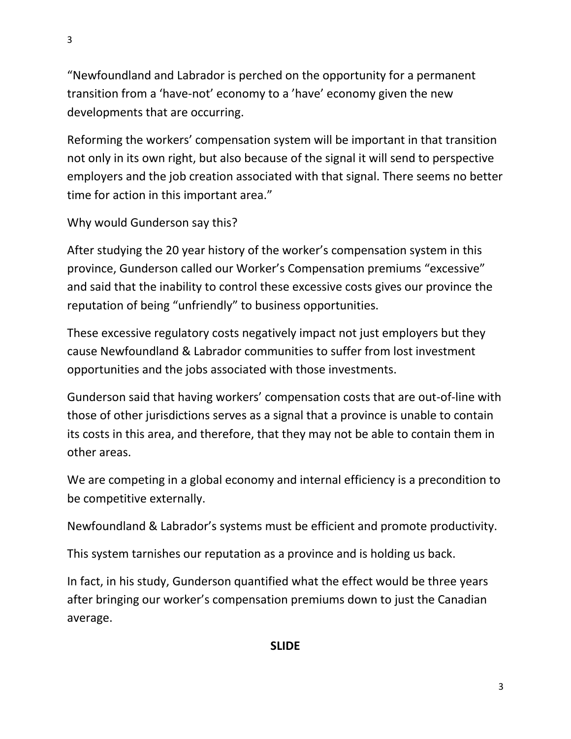"Newfoundland and Labrador is perched on the opportunity for a permanent transition from a 'have-not' economy to a 'have' economy given the new developments that are occurring.

Reforming the workers' compensation system will be important in that transition not only in its own right, but also because of the signal it will send to perspective employers and the job creation associated with that signal. There seems no better time for action in this important area."

Why would Gunderson say this?

After studying the 20 year history of the worker's compensation system in this province, Gunderson called our Worker's Compensation premiums "excessive" and said that the inability to control these excessive costs gives our province the reputation of being "unfriendly" to business opportunities.

These excessive regulatory costs negatively impact not just employers but they cause Newfoundland & Labrador communities to suffer from lost investment opportunities and the jobs associated with those investments.

Gunderson said that having workers' compensation costs that are out-of-line with those of other jurisdictions serves as a signal that a province is unable to contain its costs in this area, and therefore, that they may not be able to contain them in other areas.

We are competing in a global economy and internal efficiency is a precondition to be competitive externally.

Newfoundland & Labrador's systems must be efficient and promote productivity.

This system tarnishes our reputation as a province and is holding us back.

In fact, in his study, Gunderson quantified what the effect would be three years after bringing our worker's compensation premiums down to just the Canadian average.

**SLIDE**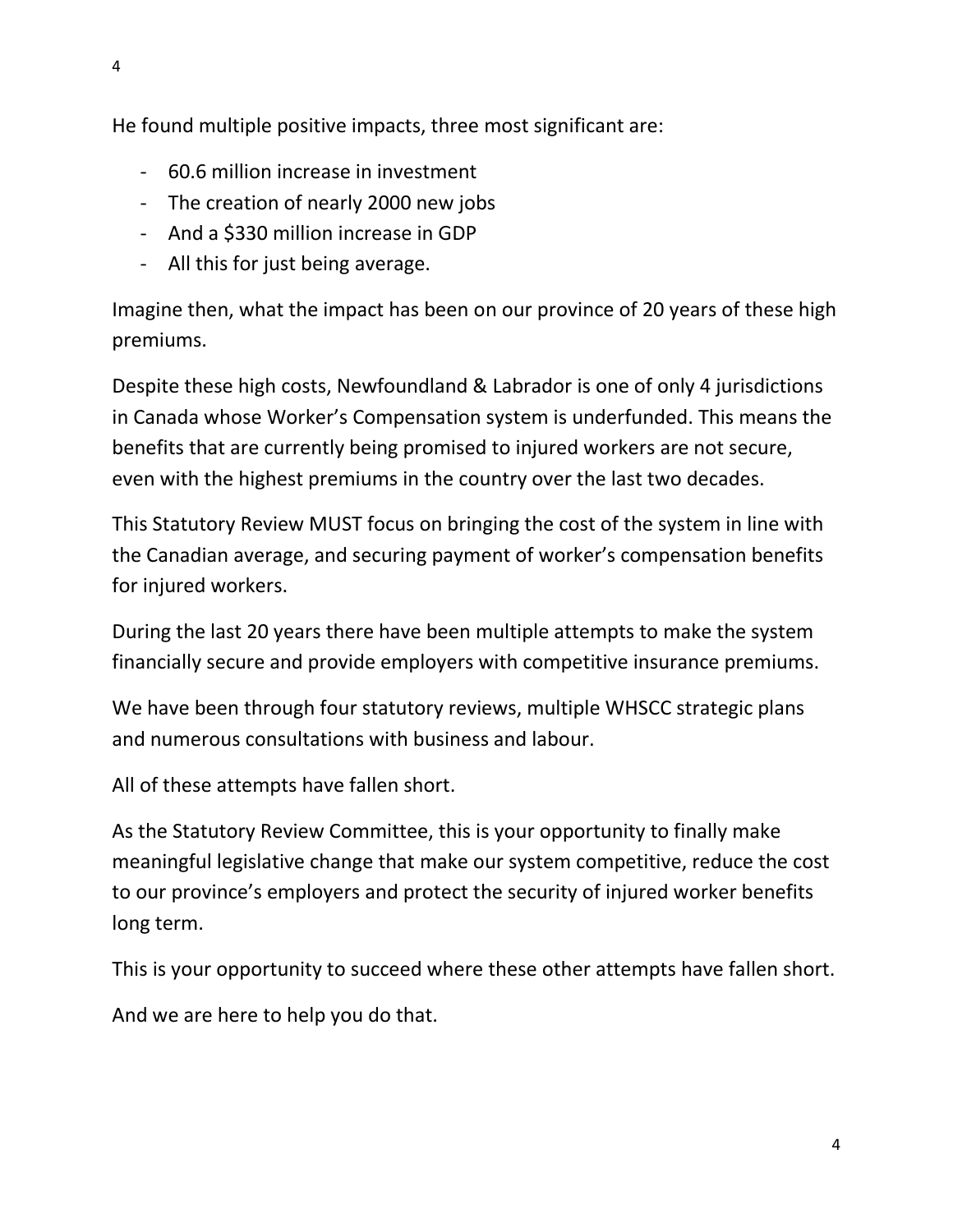He found multiple positive impacts, three most significant are:

- 60.6 million increase in investment
- The creation of nearly 2000 new jobs
- And a $330 million increase in GDP
- All this for just being average.

Imagine then, what the impact has been on our province of 20 years of these high premiums.

Despite these high costs, Newfoundland & Labrador is one of only 4 jurisdictions in Canada whose Worker's Compensation system is underfunded. This means the benefits that are currently being promised to injured workers are not secure, even with the highest premiums in the country over the last two decades.

This Statutory Review MUST focus on bringing the cost of the system in line with the Canadian average, and securing payment of worker's compensation benefits for injured workers.

During the last 20 years there have been multiple attempts to make the system financially secure and provide employers with competitive insurance premiums.

We have been through four statutory reviews, multiple WHSCC strategic plans and numerous consultations with business and labour.

All of these attempts have fallen short.

As the Statutory Review Committee, this is your opportunity to finally make meaningful legislative change that make our system competitive, reduce the cost to our province's employers and protect the security of injured worker benefits long term.

This is your opportunity to succeed where these other attempts have fallen short.

And we are here to help you do that.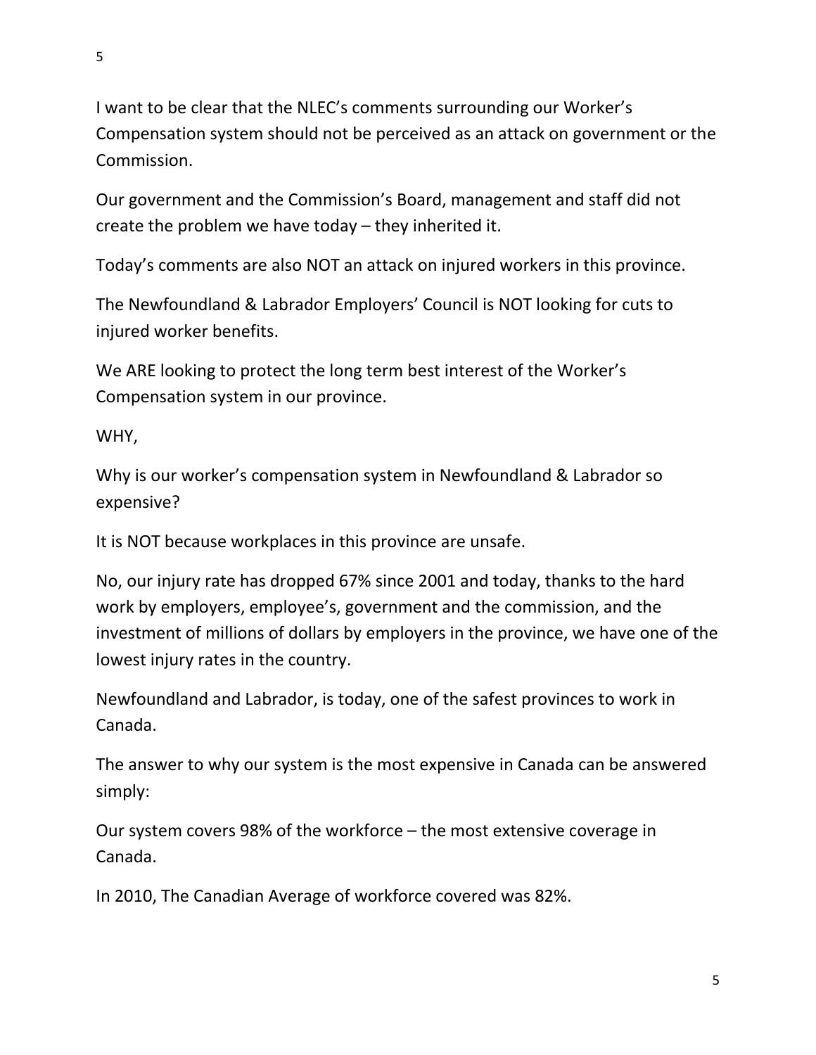I want to be clear that the NLEC's comments surrounding our Worker's Compensation system should not be perceived as an attack on government or the Commission.

Our government and the Commission's Board, management and staff did not create the problem we have today – they inherited it.

Today's comments are also NOT an attack on injured workers in this province.

The Newfoundland & Labrador Employers' Council is NOT looking for cuts to injured worker benefits.

We ARE looking to protect the long term best interest of the Worker's Compensation system in our province.

WHY,

Why is our worker's compensation system in Newfoundland & Labrador so expensive?

It is NOT because workplaces in this province are unsafe.

No, our injury rate has dropped 67% since 2001 and today, thanks to the hard work by employers, employee's, government and the commission, and the investment of millions of dollars by employers in the province, we have one of the lowest injury rates in the country.

Newfoundland and Labrador, is today, one of the safest provinces to work in Canada.

The answer to why our system is the most expensive in Canada can be answered simply:

Our system covers 98% of the workforce – the most extensive coverage in Canada.

In 2010, The Canadian Average of workforce covered was 82%.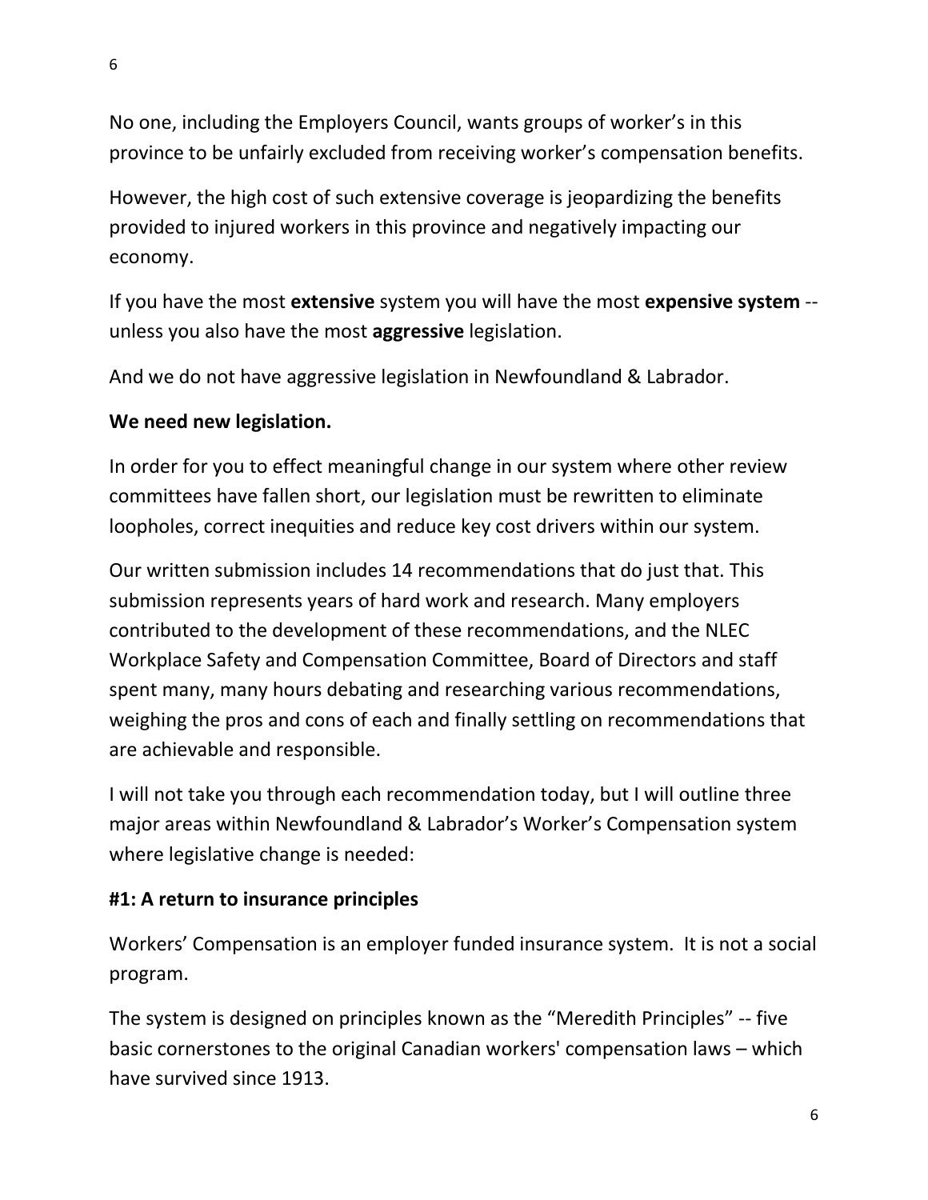No one, including the Employers Council, wants groups of worker's in this province to be unfairly excluded from receiving worker's compensation benefits.

However, the high cost of such extensive coverage is jeopardizing the benefits provided to injured workers in this province and negatively impacting our economy.

If you have the most **extensive** system you will have the most **expensive system** -- unless you also have the most **aggressive** legislation.

And we do not have aggressive legislation in Newfoundland & Labrador.

**We need new legislation.**

In order for you to effect meaningful change in our system where other review committees have fallen short, our legislation must be rewritten to eliminate loopholes, correct inequities and reduce key cost drivers within our system.

Our written submission includes 14 recommendations that do just that. This submission represents years of hard work and research. Many employers contributed to the development of these recommendations, and the NLEC Workplace Safety and Compensation Committee, Board of Directors and staff spent many, many hours debating and researching various recommendations, weighing the pros and cons of each and finally settling on recommendations that are achievable and responsible.

I will not take you through each recommendation today, but I will outline three major areas within Newfoundland & Labrador's Worker's Compensation system where legislative change is needed:

**#1: A return to insurance principles**

Workers' Compensation is an employer funded insurance system. It is not a social program.

The system is designed on principles known as the "Meredith Principles" -- five basic cornerstones to the original Canadian workers' compensation laws – which have survived since 1913.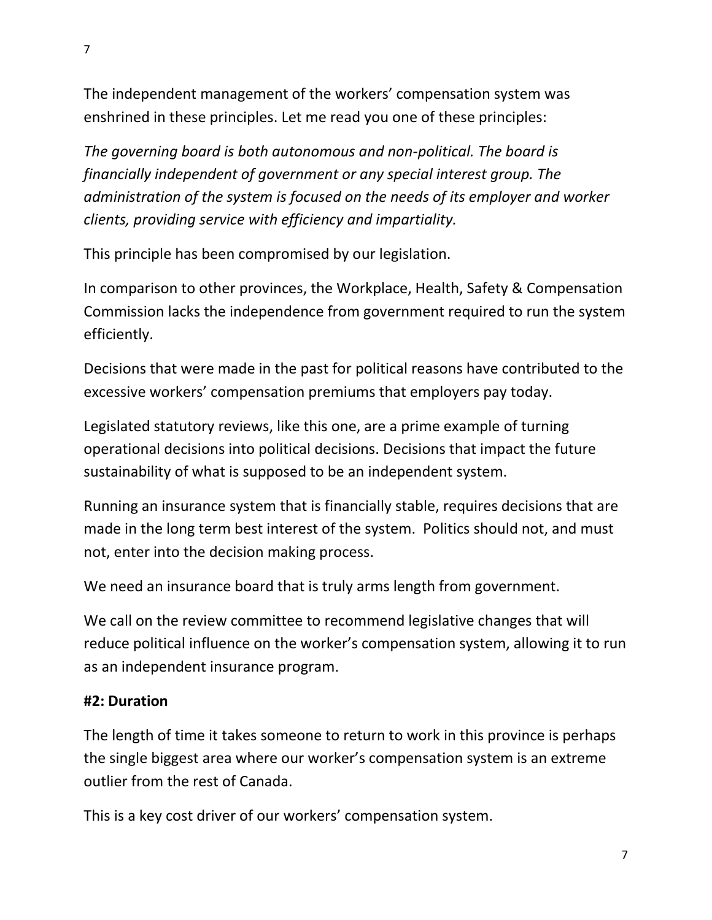The independent management of the workers' compensation system was enshrined in these principles. Let me read you one of these principles:

*The governing board is both autonomous and non-political. The board is financially independent of government or any special interest group. The administration of the system is focused on the needs of its employer and worker clients, providing service with efficiency and impartiality.*

This principle has been compromised by our legislation.

In comparison to other provinces, the Workplace, Health, Safety & Compensation Commission lacks the independence from government required to run the system efficiently.

Decisions that were made in the past for political reasons have contributed to the excessive workers' compensation premiums that employers pay today.

Legislated statutory reviews, like this one, are a prime example of turning operational decisions into political decisions. Decisions that impact the future sustainability of what is supposed to be an independent system.

Running an insurance system that is financially stable, requires decisions that are made in the long term best interest of the system. Politics should not, and must not, enter into the decision making process.

We need an insurance board that is truly arms length from government.

We call on the review committee to recommend legislative changes that will reduce political influence on the worker's compensation system, allowing it to run as an independent insurance program.

**#2: Duration**

The length of time it takes someone to return to work in this province is perhaps the single biggest area where our worker's compensation system is an extreme outlier from the rest of Canada.

This is a key cost driver of our workers' compensation system.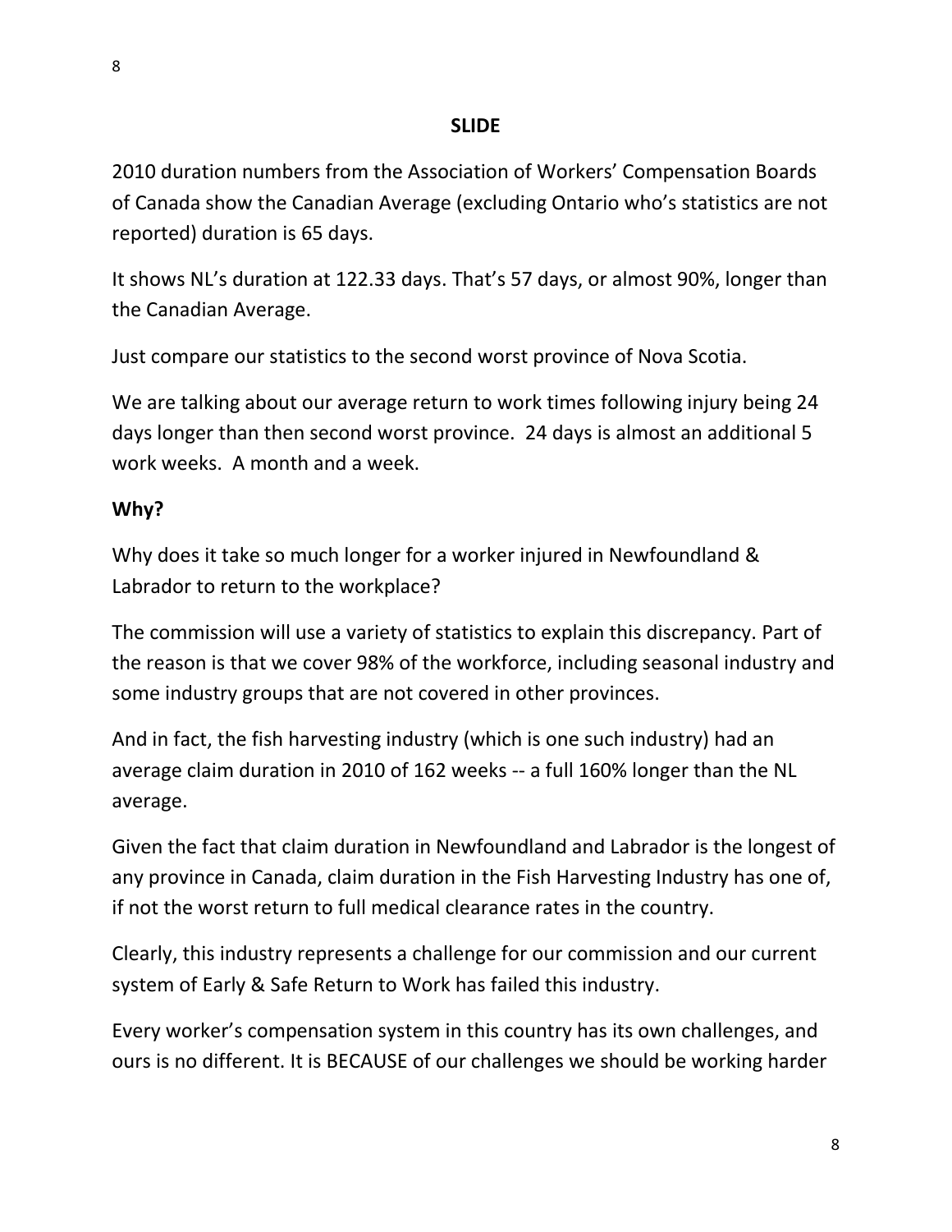**SLIDE**

2010 duration numbers from the Association of Workers' Compensation Boards of Canada show the Canadian Average (excluding Ontario who's statistics are not reported) duration is 65 days.

It shows NL's duration at 122.33 days. That's 57 days, or almost 90%, longer than the Canadian Average.

Just compare our statistics to the second worst province of Nova Scotia.

We are talking about our average return to work times following injury being 24 days longer than then second worst province. 24 days is almost an additional 5 work weeks. A month and a week.

**Why?**

Why does it take so much longer for a worker injured in Newfoundland & Labrador to return to the workplace?

The commission will use a variety of statistics to explain this discrepancy. Part of the reason is that we cover 98% of the workforce, including seasonal industry and some industry groups that are not covered in other provinces.

And in fact, the fish harvesting industry (which is one such industry) had an average claim duration in 2010 of 162 weeks -- a full 160% longer than the NL average.

Given the fact that claim duration in Newfoundland and Labrador is the longest of any province in Canada, claim duration in the Fish Harvesting Industry has one of, if not the worst return to full medical clearance rates in the country.

Clearly, this industry represents a challenge for our commission and our current system of Early & Safe Return to Work has failed this industry.

Every worker's compensation system in this country has its own challenges, and ours is no different. It is BECAUSE of our challenges we should be working harder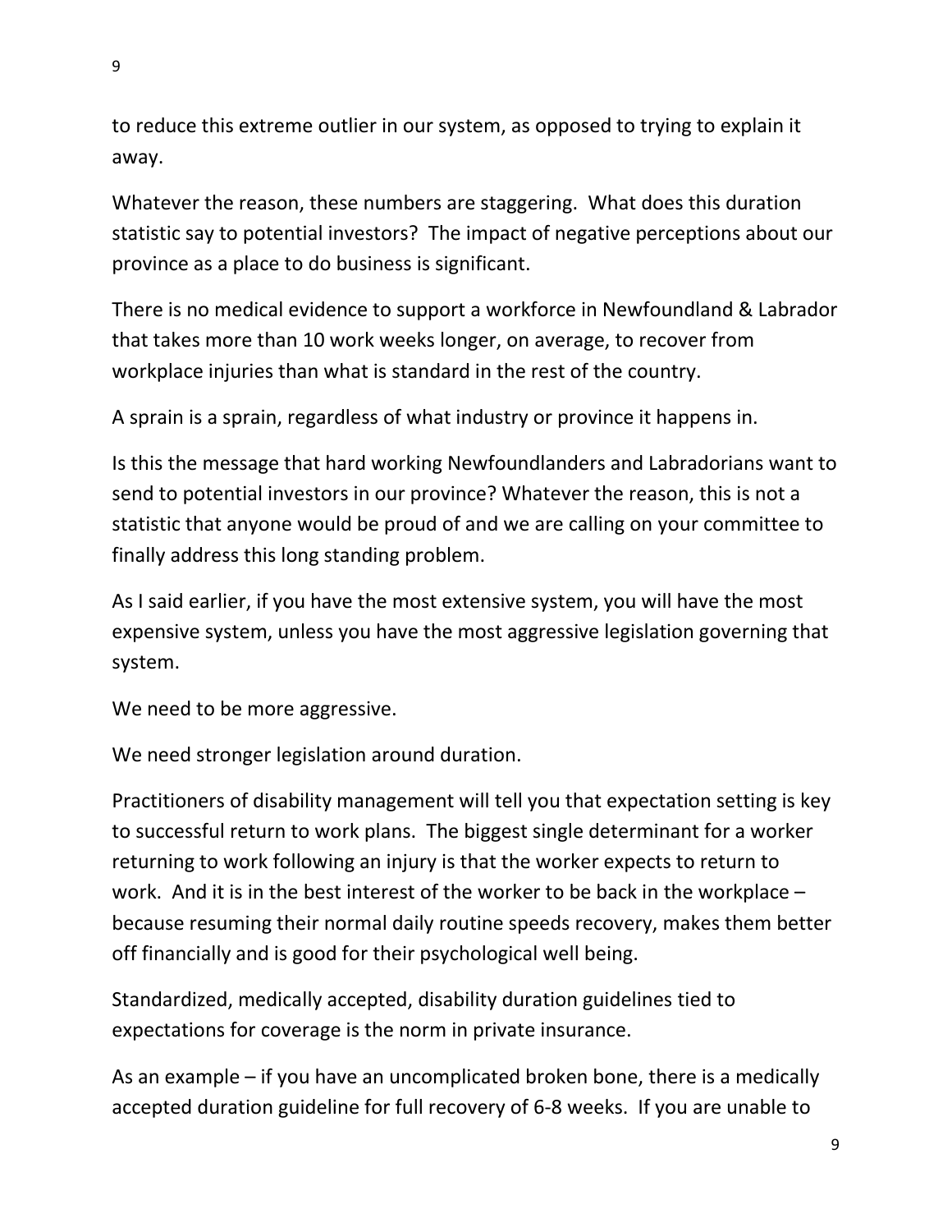to reduce this extreme outlier in our system, as opposed to trying to explain it away.

Whatever the reason, these numbers are staggering. What does this duration statistic say to potential investors? The impact of negative perceptions about our province as a place to do business is significant.

There is no medical evidence to support a workforce in Newfoundland & Labrador that takes more than 10 work weeks longer, on average, to recover from workplace injuries than what is standard in the rest of the country.

A sprain is a sprain, regardless of what industry or province it happens in.

Is this the message that hard working Newfoundlanders and Labradorians want to send to potential investors in our province? Whatever the reason, this is not a statistic that anyone would be proud of and we are calling on your committee to finally address this long standing problem.

As I said earlier, if you have the most extensive system, you will have the most expensive system, unless you have the most aggressive legislation governing that system.

We need to be more aggressive.

We need stronger legislation around duration.

Practitioners of disability management will tell you that expectation setting is key to successful return to work plans. The biggest single determinant for a worker returning to work following an injury is that the worker expects to return to work. And it is in the best interest of the worker to be back in the workplace – because resuming their normal daily routine speeds recovery, makes them better off financially and is good for their psychological well being.

Standardized, medically accepted, disability duration guidelines tied to expectations for coverage is the norm in private insurance.

As an example – if you have an uncomplicated broken bone, there is a medically accepted duration guideline for full recovery of 6-8 weeks. If you are unable to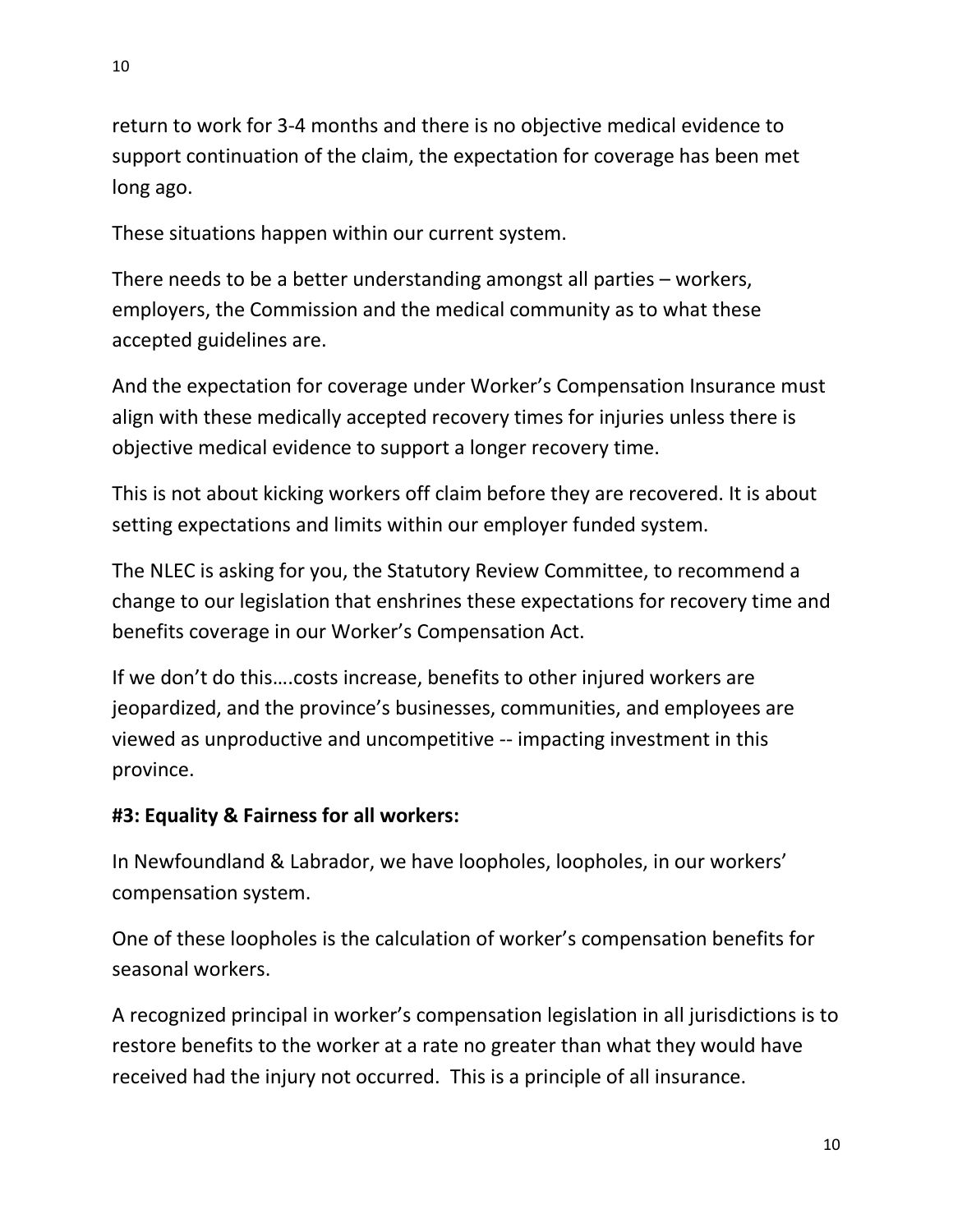return to work for 3-4 months and there is no objective medical evidence to support continuation of the claim, the expectation for coverage has been met long ago.

These situations happen within our current system.

There needs to be a better understanding amongst all parties – workers, employers, the Commission and the medical community as to what these accepted guidelines are.

And the expectation for coverage under Worker's Compensation Insurance must align with these medically accepted recovery times for injuries unless there is objective medical evidence to support a longer recovery time.

This is not about kicking workers off claim before they are recovered. It is about setting expectations and limits within our employer funded system.

The NLEC is asking for you, the Statutory Review Committee, to recommend a change to our legislation that enshrines these expectations for recovery time and benefits coverage in our Worker's Compensation Act.

If we don't do this….costs increase, benefits to other injured workers are jeopardized, and the province's businesses, communities, and employees are viewed as unproductive and uncompetitive -- impacting investment in this province.

**#3: Equality & Fairness for all workers:**

In Newfoundland & Labrador, we have loopholes, loopholes, in our workers' compensation system.

One of these loopholes is the calculation of worker's compensation benefits for seasonal workers.

A recognized principal in worker's compensation legislation in all jurisdictions is to restore benefits to the worker at a rate no greater than what they would have received had the injury not occurred. This is a principle of all insurance.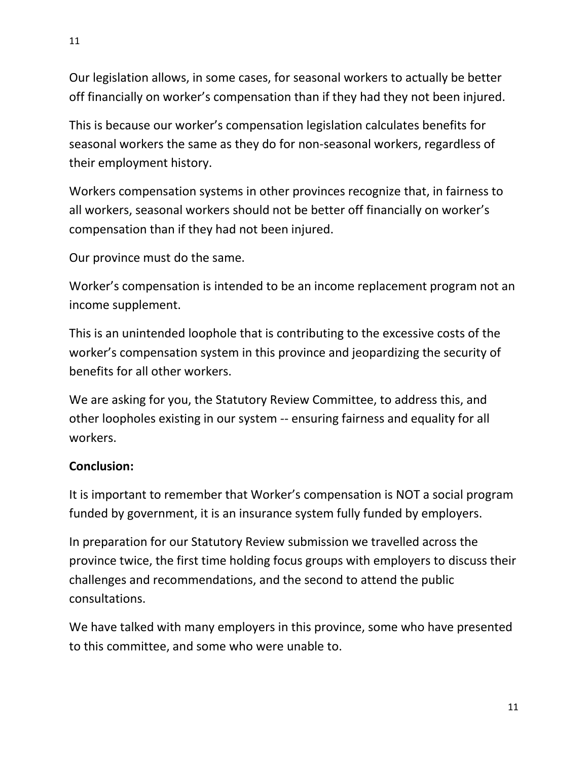Our legislation allows, in some cases, for seasonal workers to actually be better off financially on worker's compensation than if they had they not been injured.

This is because our worker's compensation legislation calculates benefits for seasonal workers the same as they do for non-seasonal workers, regardless of their employment history.

Workers compensation systems in other provinces recognize that, in fairness to all workers, seasonal workers should not be better off financially on worker's compensation than if they had not been injured.

Our province must do the same.

Worker's compensation is intended to be an income replacement program not an income supplement.

This is an unintended loophole that is contributing to the excessive costs of the worker's compensation system in this province and jeopardizing the security of benefits for all other workers.

We are asking for you, the Statutory Review Committee, to address this, and other loopholes existing in our system -- ensuring fairness and equality for all workers.

**Conclusion:**

It is important to remember that Worker's compensation is NOT a social program funded by government, it is an insurance system fully funded by employers.

In preparation for our Statutory Review submission we travelled across the province twice, the first time holding focus groups with employers to discuss their challenges and recommendations, and the second to attend the public consultations.

We have talked with many employers in this province, some who have presented to this committee, and some who were unable to.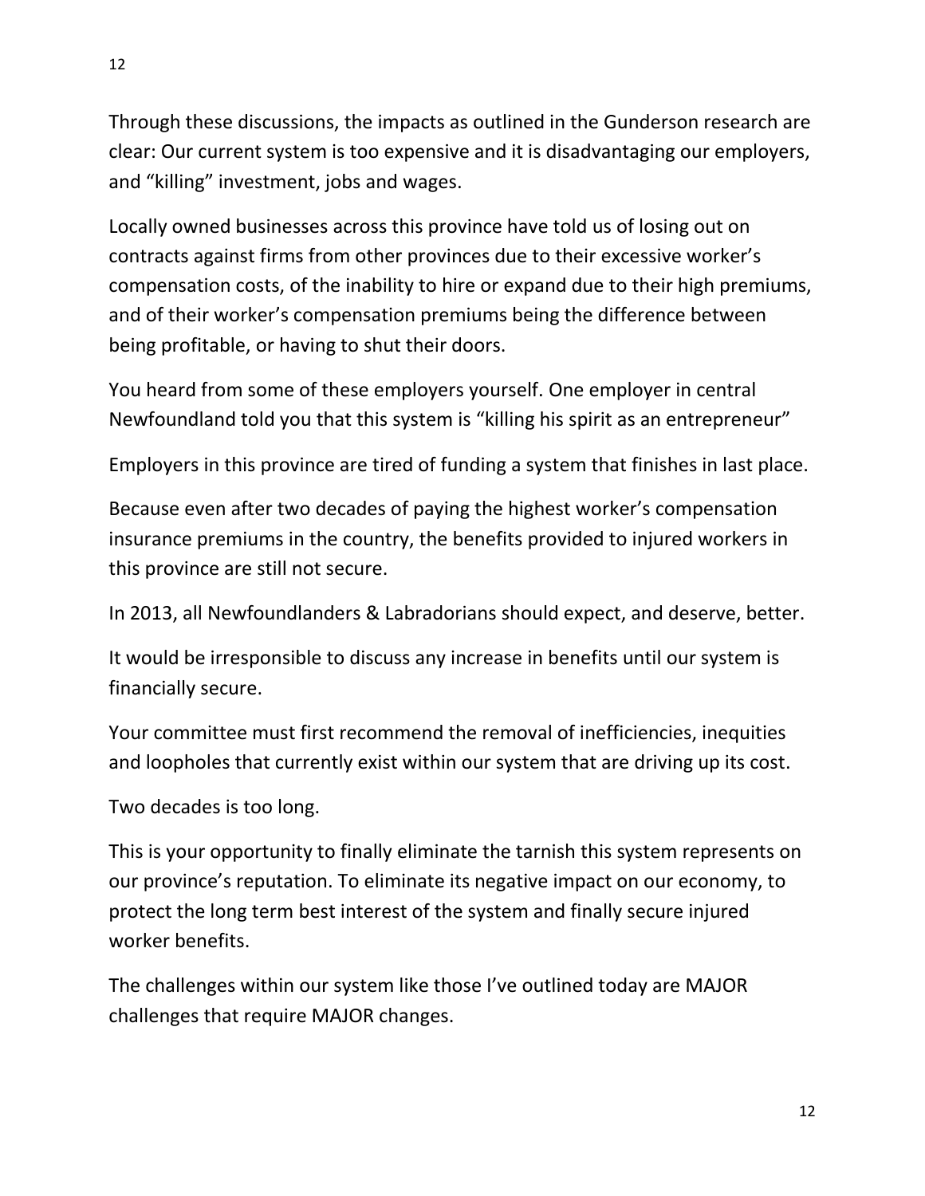Through these discussions, the impacts as outlined in the Gunderson research are clear: Our current system is too expensive and it is disadvantaging our employers, and "killing" investment, jobs and wages.

Locally owned businesses across this province have told us of losing out on contracts against firms from other provinces due to their excessive worker's compensation costs, of the inability to hire or expand due to their high premiums, and of their worker's compensation premiums being the difference between being profitable, or having to shut their doors.

You heard from some of these employers yourself. One employer in central Newfoundland told you that this system is "killing his spirit as an entrepreneur"

Employers in this province are tired of funding a system that finishes in last place.

Because even after two decades of paying the highest worker's compensation insurance premiums in the country, the benefits provided to injured workers in this province are still not secure.

In 2013, all Newfoundlanders & Labradorians should expect, and deserve, better.

It would be irresponsible to discuss any increase in benefits until our system is financially secure.

Your committee must first recommend the removal of inefficiencies, inequities and loopholes that currently exist within our system that are driving up its cost.

Two decades is too long.

This is your opportunity to finally eliminate the tarnish this system represents on our province's reputation. To eliminate its negative impact on our economy, to protect the long term best interest of the system and finally secure injured worker benefits.

The challenges within our system like those I've outlined today are MAJOR challenges that require MAJOR changes.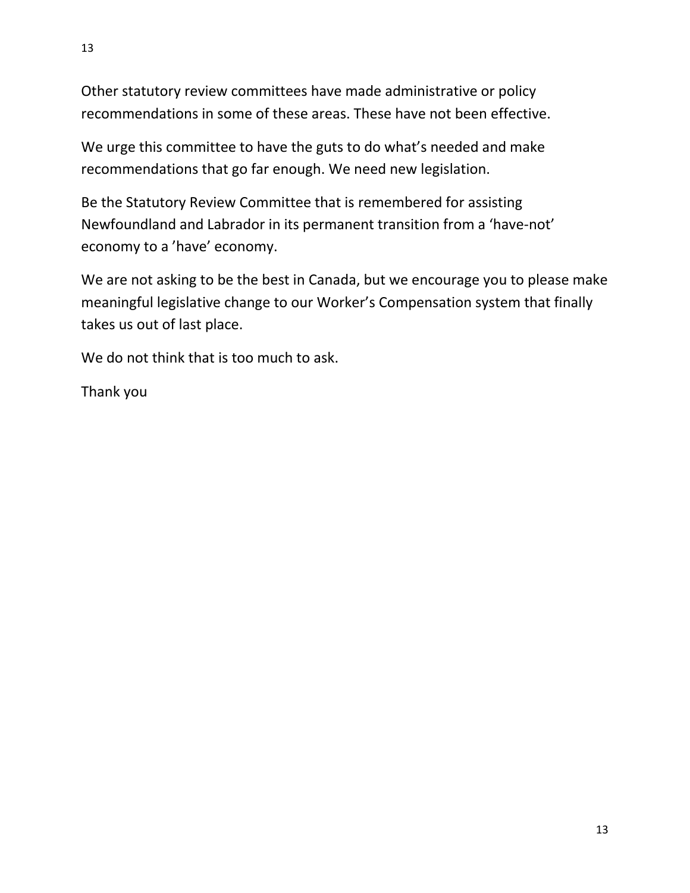Other statutory review committees have made administrative or policy recommendations in some of these areas. These have not been effective.

We urge this committee to have the guts to do what's needed and make recommendations that go far enough. We need new legislation.

Be the Statutory Review Committee that is remembered for assisting Newfoundland and Labrador in its permanent transition from a 'have-not' economy to a 'have' economy.

We are not asking to be the best in Canada, but we encourage you to please make meaningful legislative change to our Worker's Compensation system that finally takes us out of last place.

We do not think that is too much to ask.

Thank you